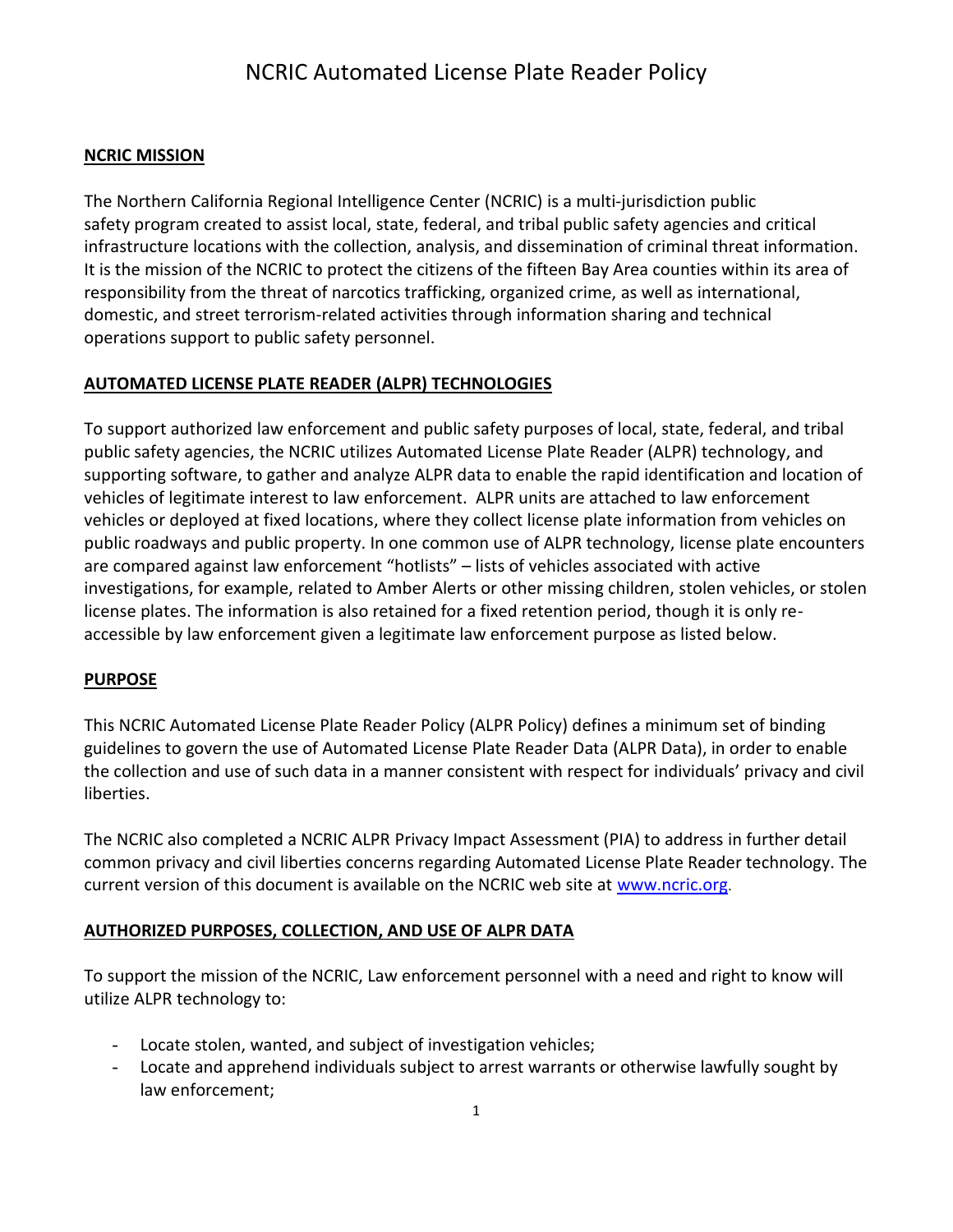# NCRIC Automated License Plate Reader Policy

## NCRIC MISSION

The Northern California Regional Intelligence Center (NCRIC) is a multi-jurisdiction public safety program created to assist local, state, federal, and tribal public safety agencies and critical infrastructure locations with the collection, analysis, and dissemination of criminal threat information. It is the mission of the NCRIC to protect the citizens of the fifteen Bay Area counties within its area of responsibility from the threat of narcotics trafficking, organized crime, as well as international, domestic, and street terrorism-related activities through information sharing and technical operations support to public safety personnel.

## AUTOMATED LICENSE PLATE READER (ALPR) TECHNOLOGIES

To support authorized law enforcement and public safety purposes of local, state, federal, and tribal public safety agencies, the NCRIC utilizes Automated License Plate Reader (ALPR) technology, and supporting software, to gather and analyze ALPR data to enable the rapid identification and location of vehicles of legitimate interest to law enforcement. ALPR units are attached to law enforcement vehicles or deployed at fixed locations, where they collect license plate information from vehicles on public roadways and public property. In one common use of ALPR technology, license plate encounters are compared against law enforcement "hotlists" – lists of vehicles associated with active investigations, for example, related to Amber Alerts or other missing children, stolen vehicles, or stolen license plates. The information is also retained for a fixed retention period, though it is only re-accessible by law enforcement given a legitimate law enforcement purpose as listed below.

## PURPOSE

This NCRIC Automated License Plate Reader Policy (ALPR Policy) defines a minimum set of binding guidelines to govern the use of Automated License Plate Reader Data (ALPR Data), in order to enable the collection and use of such data in a manner consistent with respect for individuals' privacy and civil liberties.

The NCRIC also completed a NCRIC ALPR Privacy Impact Assessment (PIA) to address in further detail common privacy and civil liberties concerns regarding Automated License Plate Reader technology. The current version of this document is available on the NCRIC web site at [www.ncric.org](http://www.ncric.org).

## AUTHORIZED PURPOSES, COLLECTION, AND USE OF ALPR DATA

To support the mission of the NCRIC, Law enforcement personnel with a need and right to know will utilize ALPR technology to:

- Locate stolen, wanted, and subject of investigation vehicles;
- Locate and apprehend individuals subject to arrest warrants or otherwise lawfully sought by law enforcement;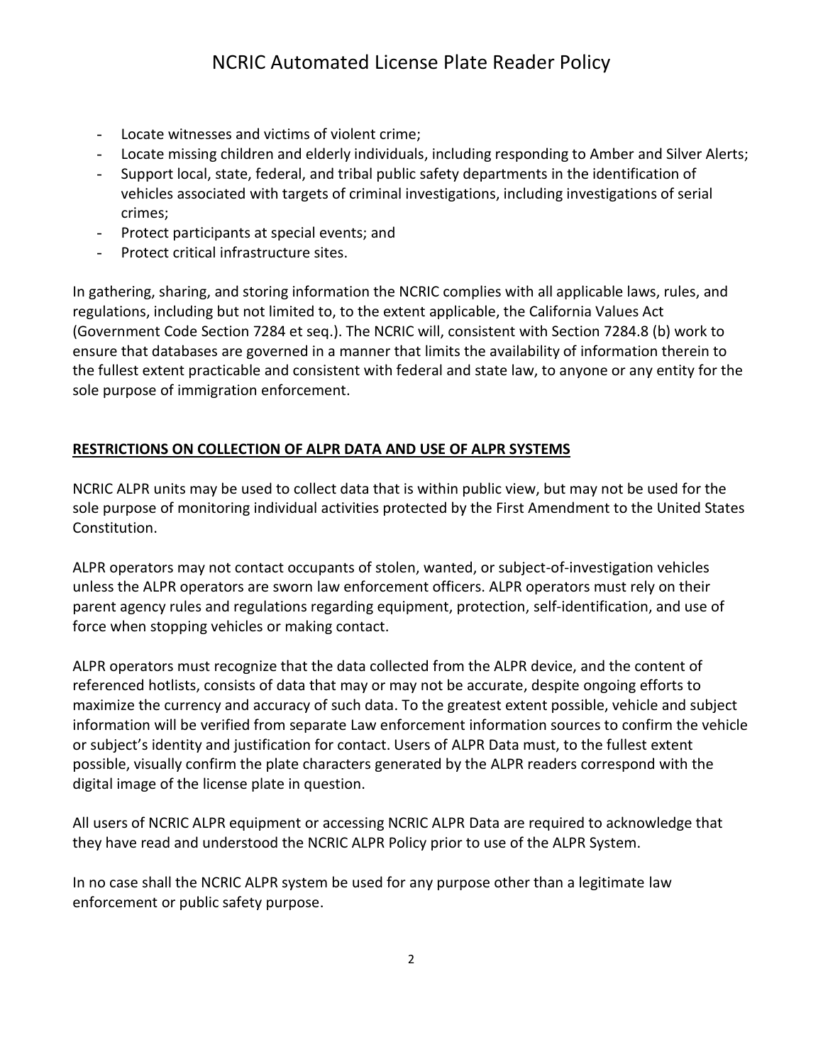- Locate witnesses and victims of violent crime;
- Locate missing children and elderly individuals, including responding to Amber and Silver Alerts;
- Support local, state, federal, and tribal public safety departments in the identification of vehicles associated with targets of criminal investigations, including investigations of serial crimes;
- Protect participants at special events; and
- Protect critical infrastructure sites.

In gathering, sharing, and storing information the NCRIC complies with all applicable laws, rules, and regulations, including but not limited to, to the extent applicable, the California Values Act (Government Code Section 7284 et seq.). The NCRIC will, consistent with Section 7284.8 (b) work to ensure that databases are governed in a manner that limits the availability of information therein to the fullest extent practicable and consistent with federal and state law, to anyone or any entity for the sole purpose of immigration enforcement.

## RESTRICTIONS ON COLLECTION OF ALPR DATA AND USE OF ALPR SYSTEMS

NCRIC ALPR units may be used to collect data that is within public view, but may not be used for the sole purpose of monitoring individual activities protected by the First Amendment to the United States Constitution.

ALPR operators may not contact occupants of stolen, wanted, or subject-of-investigation vehicles unless the ALPR operators are sworn law enforcement officers. ALPR operators must rely on their parent agency rules and regulations regarding equipment, protection, self-identification, and use of force when stopping vehicles or making contact.

ALPR operators must recognize that the data collected from the ALPR device, and the content of referenced hotlists, consists of data that may or may not be accurate, despite ongoing efforts to maximize the currency and accuracy of such data. To the greatest extent possible, vehicle and subject information will be verified from separate Law enforcement information sources to confirm the vehicle or subject's identity and justification for contact. Users of ALPR Data must, to the fullest extent possible, visually confirm the plate characters generated by the ALPR readers correspond with the digital image of the license plate in question.

All users of NCRIC ALPR equipment or accessing NCRIC ALPR Data are required to acknowledge that they have read and understood the NCRIC ALPR Policy prior to use of the ALPR System.

In no case shall the NCRIC ALPR system be used for any purpose other than a legitimate law enforcement or public safety purpose.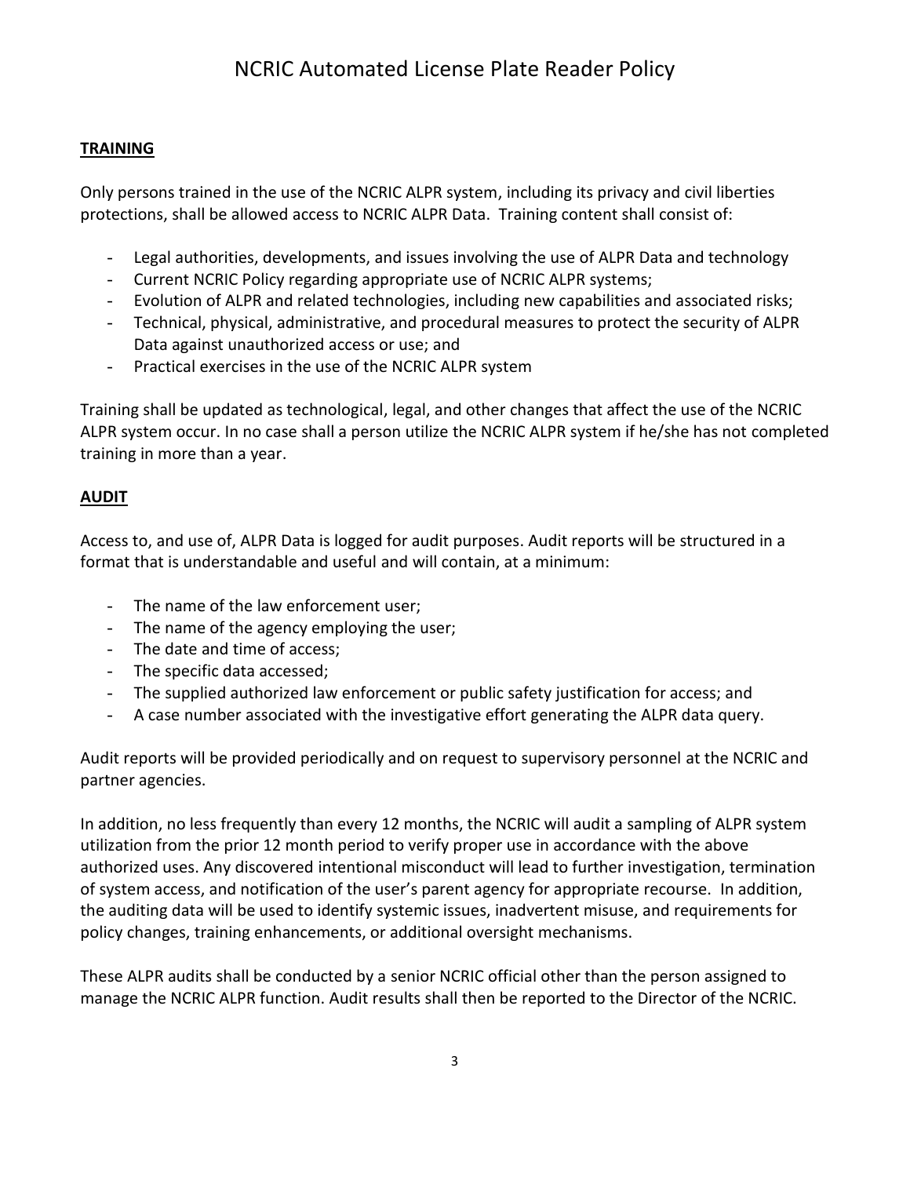## TRAINING

Only persons trained in the use of the NCRIC ALPR system, including its privacy and civil liberties protections, shall be allowed access to NCRIC ALPR Data. Training content shall consist of:

- Legal authorities, developments, and issues involving the use of ALPR Data and technology
- Current NCRIC Policy regarding appropriate use of NCRIC ALPR systems;
- Evolution of ALPR and related technologies, including new capabilities and associated risks;
- Technical, physical, administrative, and procedural measures to protect the security of ALPR Data against unauthorized access or use; and
- Practical exercises in the use of the NCRIC ALPR system

Training shall be updated as technological, legal, and other changes that affect the use of the NCRIC ALPR system occur. In no case shall a person utilize the NCRIC ALPR system if he/she has not completed training in more than a year.

## AUDIT

Access to, and use of, ALPR Data is logged for audit purposes. Audit reports will be structured in a format that is understandable and useful and will contain, at a minimum:

- The name of the law enforcement user;
- The name of the agency employing the user;
- The date and time of access;
- The specific data accessed;
- The supplied authorized law enforcement or public safety justification for access; and
- A case number associated with the investigative effort generating the ALPR data query.

Audit reports will be provided periodically and on request to supervisory personnel at the NCRIC and partner agencies.

In addition, no less frequently than every 12 months, the NCRIC will audit a sampling of ALPR system utilization from the prior 12 month period to verify proper use in accordance with the above authorized uses. Any discovered intentional misconduct will lead to further investigation, termination of system access, and notification of the user's parent agency for appropriate recourse. In addition, the auditing data will be used to identify systemic issues, inadvertent misuse, and requirements for policy changes, training enhancements, or additional oversight mechanisms.

These ALPR audits shall be conducted by a senior NCRIC official other than the person assigned to manage the NCRIC ALPR function. Audit results shall then be reported to the Director of the NCRIC.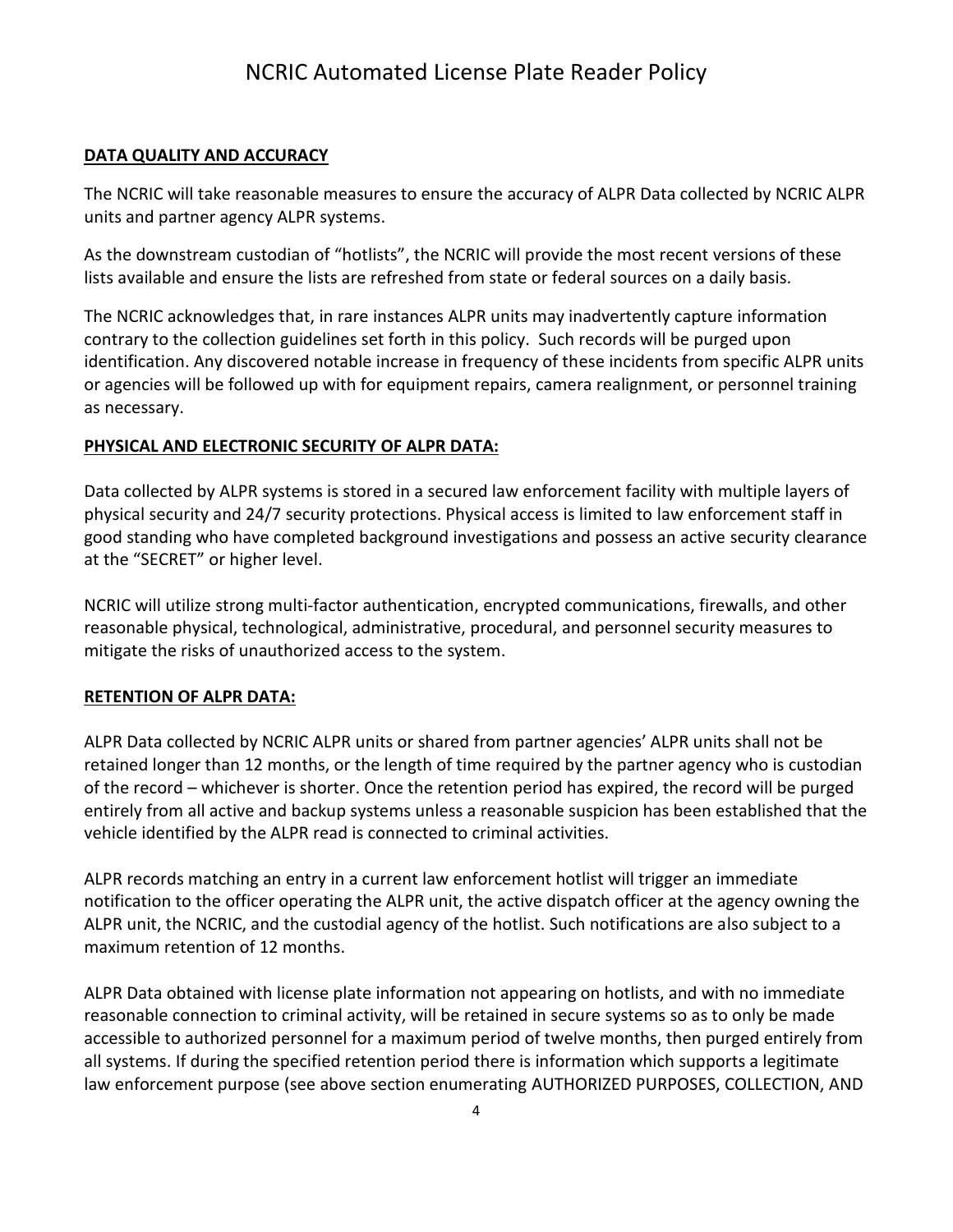## DATA QUALITY AND ACCURACY

The NCRIC will take reasonable measures to ensure the accuracy of ALPR Data collected by NCRIC ALPR units and partner agency ALPR systems.

As the downstream custodian of "hotlists", the NCRIC will provide the most recent versions of these lists available and ensure the lists are refreshed from state or federal sources on a daily basis.

The NCRIC acknowledges that, in rare instances ALPR units may inadvertently capture information contrary to the collection guidelines set forth in this policy. Such records will be purged upon identification. Any discovered notable increase in frequency of these incidents from specific ALPR units or agencies will be followed up with for equipment repairs, camera realignment, or personnel training as necessary.

## PHYSICAL AND ELECTRONIC SECURITY OF ALPR DATA:

Data collected by ALPR systems is stored in a secured law enforcement facility with multiple layers of physical security and 24/7 security protections. Physical access is limited to law enforcement staff in good standing who have completed background investigations and possess an active security clearance at the "SECRET" or higher level.

NCRIC will utilize strong multi-factor authentication, encrypted communications, firewalls, and other reasonable physical, technological, administrative, procedural, and personnel security measures to mitigate the risks of unauthorized access to the system.

## RETENTION OF ALPR DATA:

ALPR Data collected by NCRIC ALPR units or shared from partner agencies' ALPR units shall not be retained longer than 12 months, or the length of time required by the partner agency who is custodian of the record – whichever is shorter. Once the retention period has expired, the record will be purged entirely from all active and backup systems unless a reasonable suspicion has been established that the vehicle identified by the ALPR read is connected to criminal activities.

ALPR records matching an entry in a current law enforcement hotlist will trigger an immediate notification to the officer operating the ALPR unit, the active dispatch officer at the agency owning the ALPR unit, the NCRIC, and the custodial agency of the hotlist. Such notifications are also subject to a maximum retention of 12 months.

ALPR Data obtained with license plate information not appearing on hotlists, and with no immediate reasonable connection to criminal activity, will be retained in secure systems so as to only be made accessible to authorized personnel for a maximum period of twelve months, then purged entirely from all systems. If during the specified retention period there is information which supports a legitimate law enforcement purpose (see above section enumerating AUTHORIZED PURPOSES, COLLECTION, AND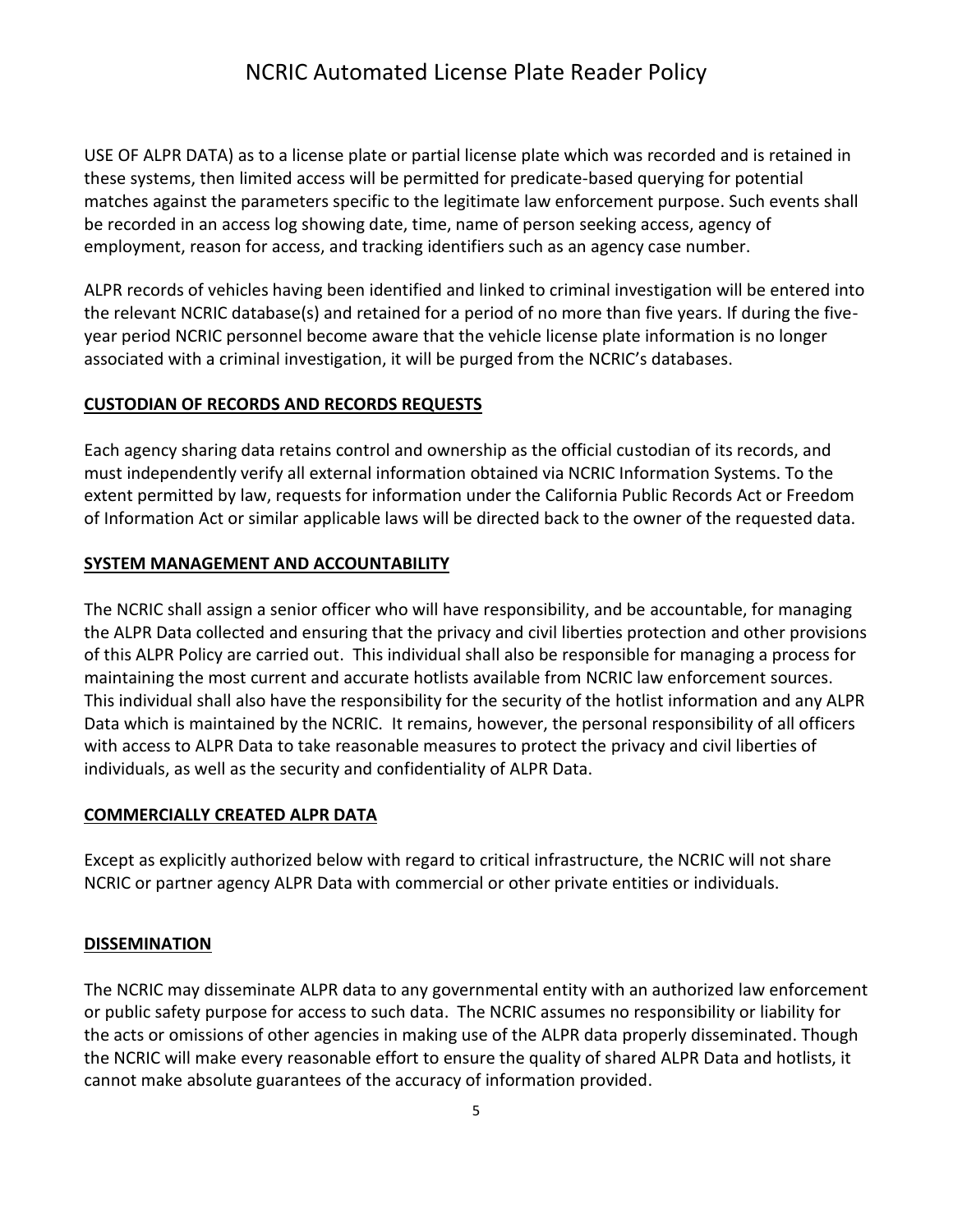USE OF ALPR DATA) as to a license plate or partial license plate which was recorded and is retained in these systems, then limited access will be permitted for predicate-based querying for potential matches against the parameters specific to the legitimate law enforcement purpose. Such events shall be recorded in an access log showing date, time, name of person seeking access, agency of employment, reason for access, and tracking identifiers such as an agency case number.

ALPR records of vehicles having been identified and linked to criminal investigation will be entered into the relevant NCRIC database(s) and retained for a period of no more than five years. If during the five-year period NCRIC personnel become aware that the vehicle license plate information is no longer associated with a criminal investigation, it will be purged from the NCRIC's databases.

## CUSTODIAN OF RECORDS AND RECORDS REQUESTS

Each agency sharing data retains control and ownership as the official custodian of its records, and must independently verify all external information obtained via NCRIC Information Systems. To the extent permitted by law, requests for information under the California Public Records Act or Freedom of Information Act or similar applicable laws will be directed back to the owner of the requested data.

## SYSTEM MANAGEMENT AND ACCOUNTABILITY

The NCRIC shall assign a senior officer who will have responsibility, and be accountable, for managing the ALPR Data collected and ensuring that the privacy and civil liberties protection and other provisions of this ALPR Policy are carried out. This individual shall also be responsible for managing a process for maintaining the most current and accurate hotlists available from NCRIC law enforcement sources. This individual shall also have the responsibility for the security of the hotlist information and any ALPR Data which is maintained by the NCRIC. It remains, however, the personal responsibility of all officers with access to ALPR Data to take reasonable measures to protect the privacy and civil liberties of individuals, as well as the security and confidentiality of ALPR Data.

## COMMERCIALLY CREATED ALPR DATA

Except as explicitly authorized below with regard to critical infrastructure, the NCRIC will not share NCRIC or partner agency ALPR Data with commercial or other private entities or individuals.

## DISSEMINATION

The NCRIC may disseminate ALPR data to any governmental entity with an authorized law enforcement or public safety purpose for access to such data. The NCRIC assumes no responsibility or liability for the acts or omissions of other agencies in making use of the ALPR data properly disseminated. Though the NCRIC will make every reasonable effort to ensure the quality of shared ALPR Data and hotlists, it cannot make absolute guarantees of the accuracy of information provided.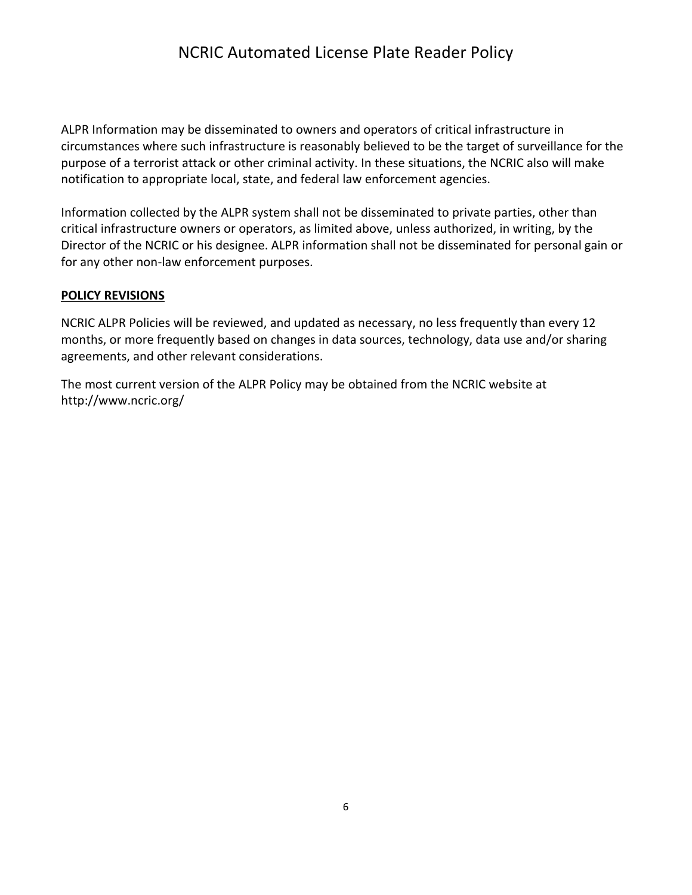ALPR Information may be disseminated to owners and operators of critical infrastructure in circumstances where such infrastructure is reasonably believed to be the target of surveillance for the purpose of a terrorist attack or other criminal activity. In these situations, the NCRIC also will make notification to appropriate local, state, and federal law enforcement agencies.

Information collected by the ALPR system shall not be disseminated to private parties, other than critical infrastructure owners or operators, as limited above, unless authorized, in writing, by the Director of the NCRIC or his designee. ALPR information shall not be disseminated for personal gain or for any other non-law enforcement purposes.

**POLICY REVISIONS**

NCRIC ALPR Policies will be reviewed, and updated as necessary, no less frequently than every 12 months, or more frequently based on changes in data sources, technology, data use and/or sharing agreements, and other relevant considerations.

The most current version of the ALPR Policy may be obtained from the NCRIC website at http://www.ncric.org/